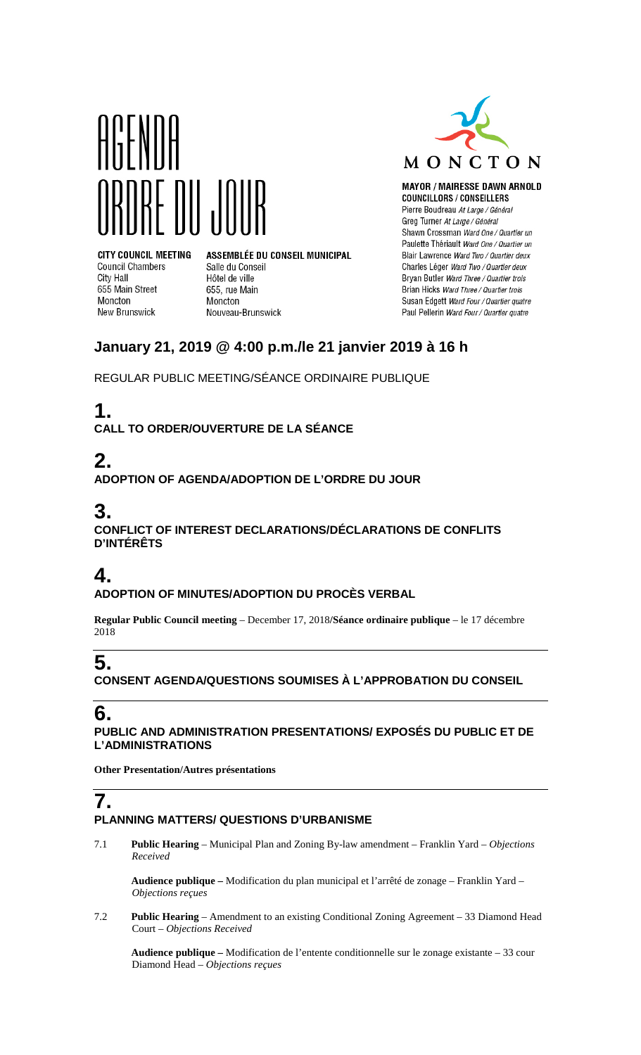# AGENDA
# ORDRE DU JOUR

MONCTON

**MAYOR / MAIRESSE DAWN ARNOLD**
**COUNCILLORS / CONSEILLERS**
Pierre Boudreau *At Large / Général*
Greg Turner *At Large / Général*
Shawn Crossman *Ward One / Quartier un*
Paulette Thériault *Ward One / Quartier un*
Blair Lawrence *Ward Two / Quartier deux*
Charles Léger *Ward Two / Quartier deux*
Bryan Butler *Ward Three / Quartier trois*
Brian Hicks *Ward Three / Quartier trois*
Susan Edgett *Ward Four / Quartier quatre*
Paul Pellerin *Ward Four / Quartier quatre*

**CITY COUNCIL MEETING**
Council Chambers
City Hall
655 Main Street
Moncton
New Brunswick

**ASSEMBLÉE DU CONSEIL MUNICIPAL**
Salle du Conseil
Hôtel de ville
655, rue Main
Moncton
Nouveau-Brunswick

## January 21, 2019 @ 4:00 p.m./le 21 janvier 2019 à 16 h

REGULAR PUBLIC MEETING/SÉANCE ORDINAIRE PUBLIQUE

## 1.
**CALL TO ORDER/OUVERTURE DE LA SÉANCE**

## 2.
**ADOPTION OF AGENDA/ADOPTION DE L'ORDRE DU JOUR**

## 3.
**CONFLICT OF INTEREST DECLARATIONS/DÉCLARATIONS DE CONFLITS D'INTÉRÊTS**

## 4.
**ADOPTION OF MINUTES/ADOPTION DU PROCÈS VERBAL**

**Regular Public Council meeting** – December 17, 2018/**Séance ordinaire publique** – le 17 décembre 2018

## 5.
**CONSENT AGENDA/QUESTIONS SOUMISES À L'APPROBATION DU CONSEIL**

## 6.
**PUBLIC AND ADMINISTRATION PRESENTATIONS/ EXPOSÉS DU PUBLIC ET DE L'ADMINISTRATIONS**

**Other Presentation/Autres présentations**

## 7.
**PLANNING MATTERS/ QUESTIONS D'URBANISME**

7.1 **Public Hearing** – Municipal Plan and Zoning By-law amendment – Franklin Yard – *Objections Received*

**Audience publique –** Modification du plan municipal et l'arrêté de zonage – Franklin Yard – *Objections reçues*

7.2 **Public Hearing** – Amendment to an existing Conditional Zoning Agreement – 33 Diamond Head Court – *Objections Received*

**Audience publique –** Modification de l'entente conditionnelle sur le zonage existante – 33 cour Diamond Head – *Objections reçues*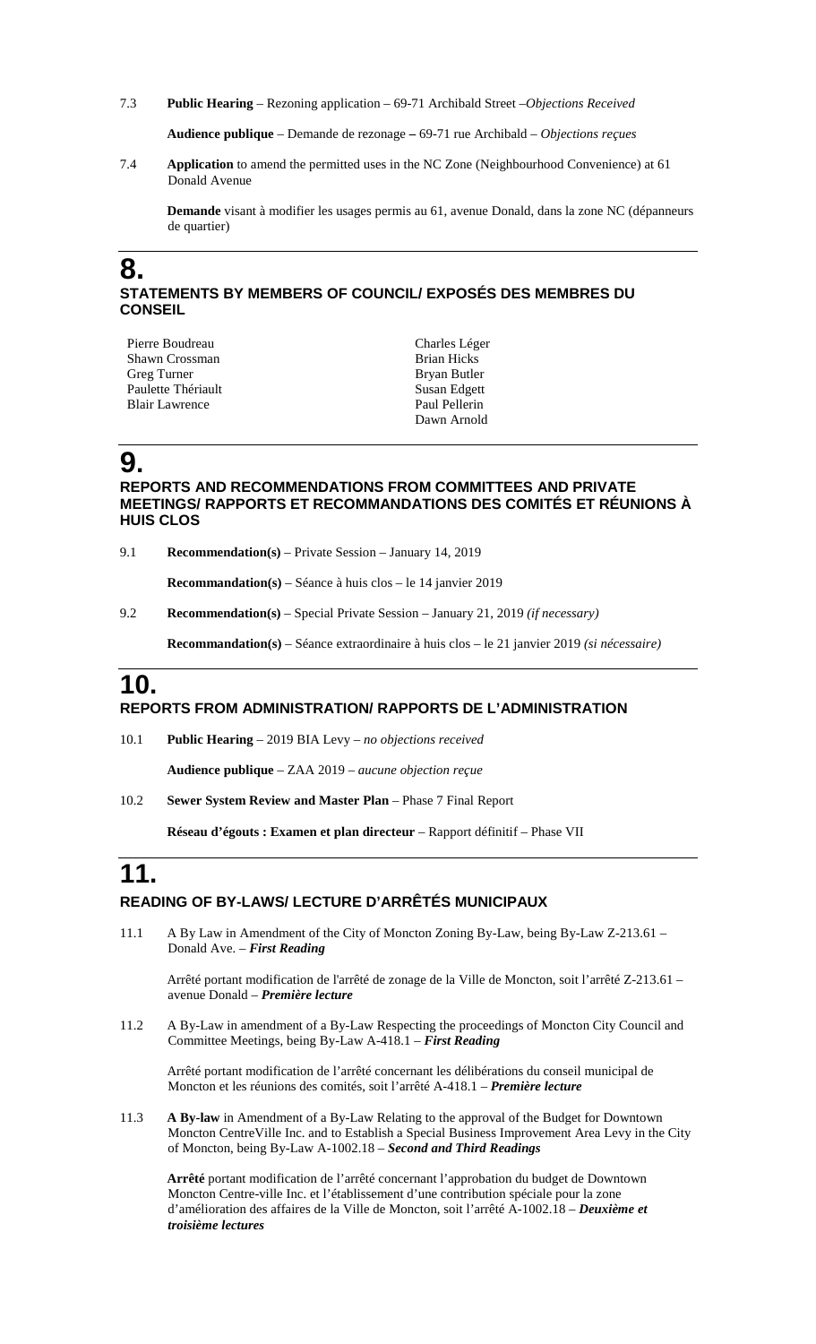7.3 **Public Hearing** – Rezoning application – 69-71 Archibald Street –*Objections Received*

**Audience publique** – Demande de rezonage – 69-71 rue Archibald – *Objections reçues*

7.4 **Application** to amend the permitted uses in the NC Zone (Neighbourhood Convenience) at 61 Donald Avenue

**Demande** visant à modifier les usages permis au 61, avenue Donald, dans la zone NC (dépanneurs de quartier)

# 8.

## STATEMENTS BY MEMBERS OF COUNCIL/ EXPOSÉS DES MEMBRES DU CONSEIL

Pierre Boudreau
Shawn Crossman
Greg Turner
Paulette Thériault
Blair Lawrence
Charles Léger
Brian Hicks
Bryan Butler
Susan Edgett
Paul Pellerin
Dawn Arnold

# 9.

## REPORTS AND RECOMMENDATIONS FROM COMMITTEES AND PRIVATE MEETINGS/ RAPPORTS ET RECOMMANDATIONS DES COMITÉS ET RÉUNIONS À HUIS CLOS

9.1 **Recommendation(s)** – Private Session – January 14, 2019

**Recommandation(s)** – Séance à huis clos – le 14 janvier 2019

9.2 **Recommendation(s)** – Special Private Session – January 21, 2019 *(if necessary)*

**Recommandation(s)** – Séance extraordinaire à huis clos – le 21 janvier 2019 *(si nécessaire)*

# 10.

## REPORTS FROM ADMINISTRATION/ RAPPORTS DE L'ADMINISTRATION

10.1 **Public Hearing** – 2019 BIA Levy – *no objections received*

**Audience publique** – ZAA 2019 – *aucune objection reçue*

10.2 **Sewer System Review and Master Plan** – Phase 7 Final Report

**Réseau d'égouts : Examen et plan directeur** – Rapport définitif – Phase VII

# 11.

## READING OF BY-LAWS/ LECTURE D'ARRÊTÉS MUNICIPAUX

11.1 A By Law in Amendment of the City of Moncton Zoning By-Law, being By-Law Z-213.61 – Donald Ave. – ***First Reading***

Arrêté portant modification de l'arrêté de zonage de la Ville de Moncton, soit l'arrêté Z-213.61 – avenue Donald – ***Première lecture***

11.2 A By-Law in amendment of a By-Law Respecting the proceedings of Moncton City Council and Committee Meetings, being By-Law A-418.1 – ***First Reading***

Arrêté portant modification de l'arrêté concernant les délibérations du conseil municipal de Moncton et les réunions des comités, soit l'arrêté A-418.1 – ***Première lecture***

11.3 **A By-law** in Amendment of a By-Law Relating to the approval of the Budget for Downtown Moncton CentreVille Inc. and to Establish a Special Business Improvement Area Levy in the City of Moncton, being By-Law A-1002.18 – ***Second and Third Readings***

**Arrêté** portant modification de l'arrêté concernant l'approbation du budget de Downtown Moncton Centre-ville Inc. et l'établissement d'une contribution spéciale pour la zone d'amélioration des affaires de la Ville de Moncton, soit l'arrêté A-1002.18 – ***Deuxième et troisième lectures***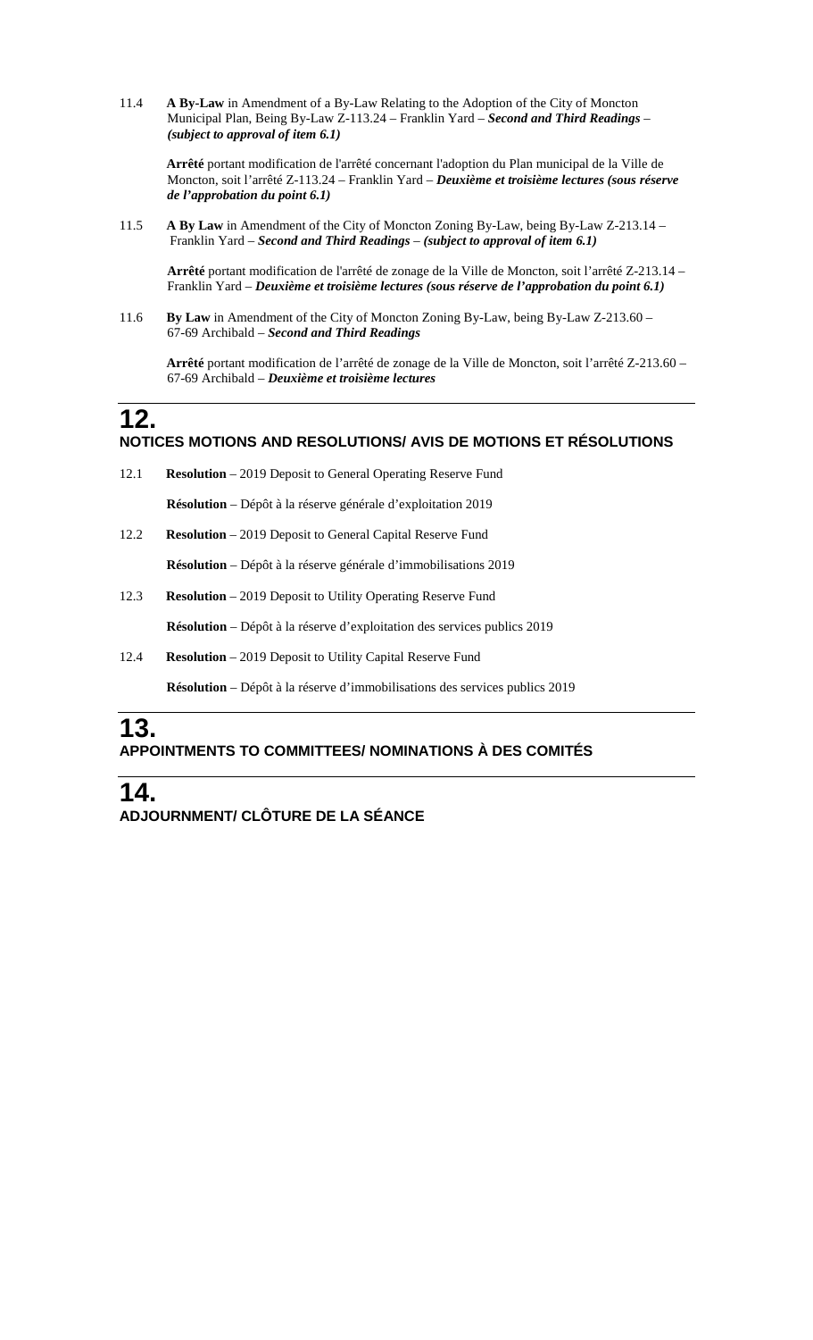11.4 **A By-Law** in Amendment of a By-Law Relating to the Adoption of the City of Moncton Municipal Plan, Being By-Law Z-113.24 – Franklin Yard – ***Second and Third Readings*** – ***(subject to approval of item 6.1)***

**Arrêté** portant modification de l'arrêté concernant l'adoption du Plan municipal de la Ville de Moncton, soit l'arrêté Z-113.24 – Franklin Yard – ***Deuxième et troisième lectures (sous réserve de l'approbation du point 6.1)***

11.5 **A By Law** in Amendment of the City of Moncton Zoning By-Law, being By-Law Z-213.14 – Franklin Yard – ***Second and Third Readings*** – ***(subject to approval of item 6.1)***

**Arrêté** portant modification de l'arrêté de zonage de la Ville de Moncton, soit l'arrêté Z-213.14 – Franklin Yard – ***Deuxième et troisième lectures (sous réserve de l'approbation du point 6.1)***

11.6 **By Law** in Amendment of the City of Moncton Zoning By-Law, being By-Law Z-213.60 – 67-69 Archibald – ***Second and Third Readings***

**Arrêté** portant modification de l'arrêté de zonage de la Ville de Moncton, soit l'arrêté Z-213.60 – 67-69 Archibald – ***Deuxième et troisième lectures***

# 12.

## NOTICES MOTIONS AND RESOLUTIONS/ AVIS DE MOTIONS ET RÉSOLUTIONS

12.1 **Resolution** – 2019 Deposit to General Operating Reserve Fund

**Résolution** – Dépôt à la réserve générale d'exploitation 2019

12.2 **Resolution** – 2019 Deposit to General Capital Reserve Fund

**Résolution** – Dépôt à la réserve générale d'immobilisations 2019

12.3 **Resolution** – 2019 Deposit to Utility Operating Reserve Fund

**Résolution** – Dépôt à la réserve d'exploitation des services publics 2019

12.4 **Resolution** – 2019 Deposit to Utility Capital Reserve Fund

**Résolution** – Dépôt à la réserve d'immobilisations des services publics 2019

# 13.

## APPOINTMENTS TO COMMITTEES/ NOMINATIONS À DES COMITÉS

# 14.

## ADJOURNMENT/ CLÔTURE DE LA SÉANCE